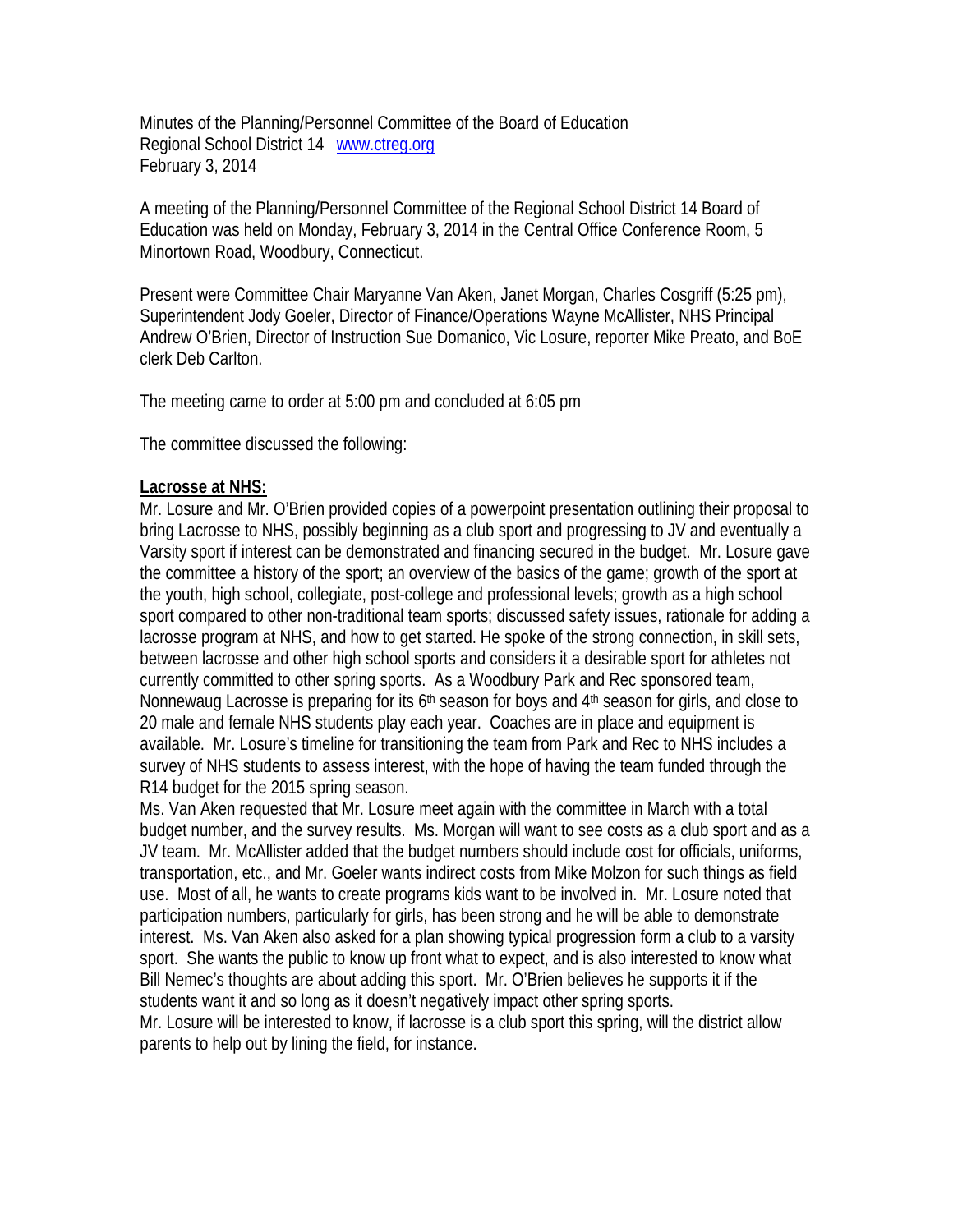Minutes of the Planning/Personnel Committee of the Board of Education
Regional School District 14 [www.ctreg.org](http://www.ctreg.org)
February 3, 2014

A meeting of the Planning/Personnel Committee of the Regional School District 14 Board of Education was held on Monday, February 3, 2014 in the Central Office Conference Room, 5 Minortown Road, Woodbury, Connecticut.

Present were Committee Chair Maryanne Van Aken, Janet Morgan, Charles Cosgriff (5:25 pm), Superintendent Jody Goeler, Director of Finance/Operations Wayne McAllister, NHS Principal Andrew O'Brien, Director of Instruction Sue Domanico, Vic Losure, reporter Mike Preato, and BoE clerk Deb Carlton.

The meeting came to order at 5:00 pm and concluded at 6:05 pm

The committee discussed the following:

**Lacrosse at NHS:**

Mr. Losure and Mr. O'Brien provided copies of a powerpoint presentation outlining their proposal to bring Lacrosse to NHS, possibly beginning as a club sport and progressing to JV and eventually a Varsity sport if interest can be demonstrated and financing secured in the budget. Mr. Losure gave the committee a history of the sport; an overview of the basics of the game; growth of the sport at the youth, high school, collegiate, post-college and professional levels; growth as a high school sport compared to other non-traditional team sports; discussed safety issues, rationale for adding a lacrosse program at NHS, and how to get started. He spoke of the strong connection, in skill sets, between lacrosse and other high school sports and considers it a desirable sport for athletes not currently committed to other spring sports. As a Woodbury Park and Rec sponsored team, Nonnewaug Lacrosse is preparing for its 6th season for boys and 4th season for girls, and close to 20 male and female NHS students play each year. Coaches are in place and equipment is available. Mr. Losure's timeline for transitioning the team from Park and Rec to NHS includes a survey of NHS students to assess interest, with the hope of having the team funded through the R14 budget for the 2015 spring season.

Ms. Van Aken requested that Mr. Losure meet again with the committee in March with a total budget number, and the survey results. Ms. Morgan will want to see costs as a club sport and as a JV team. Mr. McAllister added that the budget numbers should include cost for officials, uniforms, transportation, etc., and Mr. Goeler wants indirect costs from Mike Molzon for such things as field use. Most of all, he wants to create programs kids want to be involved in. Mr. Losure noted that participation numbers, particularly for girls, has been strong and he will be able to demonstrate interest. Ms. Van Aken also asked for a plan showing typical progression form a club to a varsity sport. She wants the public to know up front what to expect, and is also interested to know what Bill Nemec's thoughts are about adding this sport. Mr. O'Brien believes he supports it if the students want it and so long as it doesn't negatively impact other spring sports.

Mr. Losure will be interested to know, if lacrosse is a club sport this spring, will the district allow parents to help out by lining the field, for instance.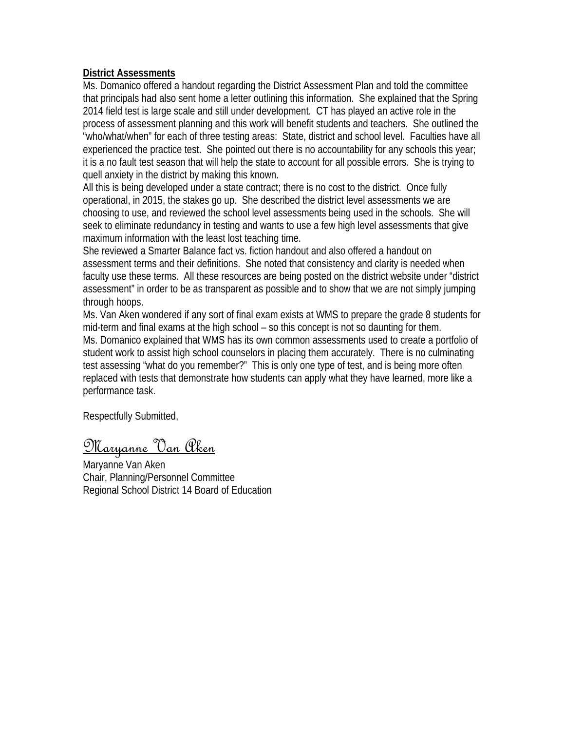**District Assessments**

Ms. Domanico offered a handout regarding the District Assessment Plan and told the committee that principals had also sent home a letter outlining this information. She explained that the Spring 2014 field test is large scale and still under development. CT has played an active role in the process of assessment planning and this work will benefit students and teachers. She outlined the "who/what/when" for each of three testing areas: State, district and school level. Faculties have all experienced the practice test. She pointed out there is no accountability for any schools this year; it is a no fault test season that will help the state to account for all possible errors. She is trying to quell anxiety in the district by making this known.

All this is being developed under a state contract; there is no cost to the district. Once fully operational, in 2015, the stakes go up. She described the district level assessments we are choosing to use, and reviewed the school level assessments being used in the schools. She will seek to eliminate redundancy in testing and wants to use a few high level assessments that give maximum information with the least lost teaching time.

She reviewed a Smarter Balance fact vs. fiction handout and also offered a handout on assessment terms and their definitions. She noted that consistency and clarity is needed when faculty use these terms. All these resources are being posted on the district website under "district assessment" in order to be as transparent as possible and to show that we are not simply jumping through hoops.

Ms. Van Aken wondered if any sort of final exam exists at WMS to prepare the grade 8 students for mid-term and final exams at the high school – so this concept is not so daunting for them.

Ms. Domanico explained that WMS has its own common assessments used to create a portfolio of student work to assist high school counselors in placing them accurately. There is no culminating test assessing "what do you remember?" This is only one type of test, and is being more often replaced with tests that demonstrate how students can apply what they have learned, more like a performance task.

Respectfully Submitted,

Maryanne Van Aken

Maryanne Van Aken
Chair, Planning/Personnel Committee
Regional School District 14 Board of Education